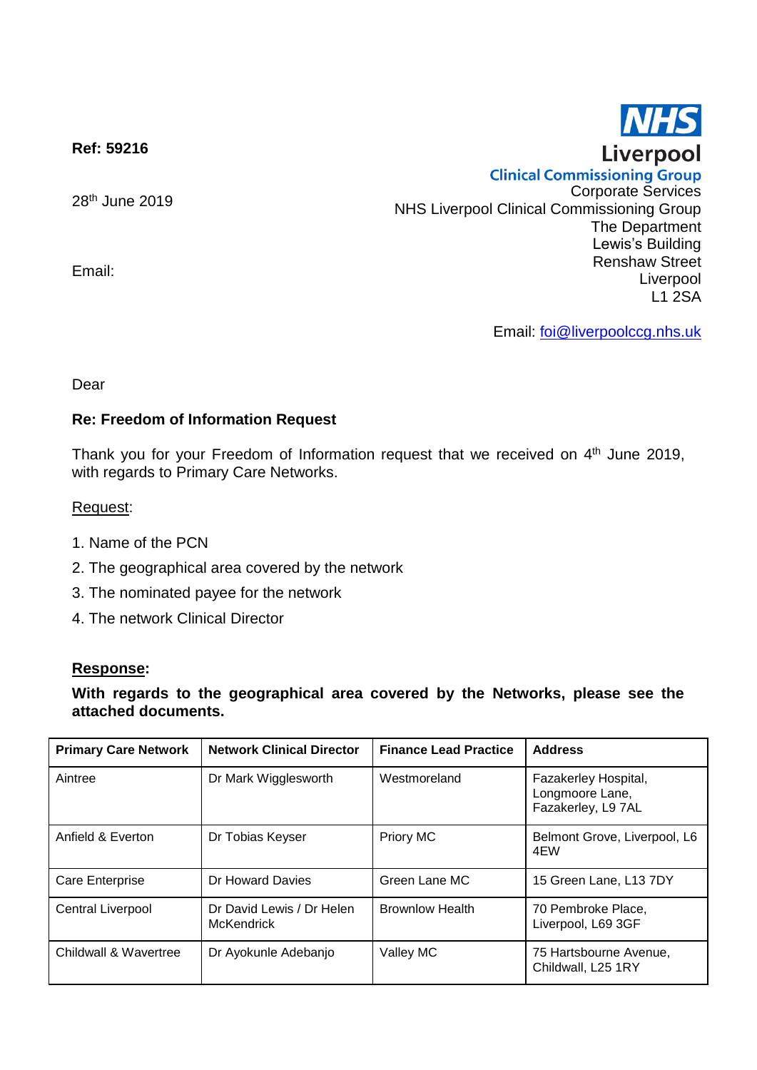**Ref: 59216**

28th June 2019

Email:

**NHS**
**Liverpool**
**Clinical Commissioning Group**
Corporate Services
NHS Liverpool Clinical Commissioning Group
The Department
Lewis's Building
Renshaw Street
Liverpool
L1 2SA

Email: foi@liverpoolccg.nhs.uk

Dear

**Re: Freedom of Information Request**

Thank you for your Freedom of Information request that we received on 4th June 2019, with regards to Primary Care Networks.

Request:

1. Name of the PCN
2. The geographical area covered by the network
3. The nominated payee for the network
4. The network Clinical Director

**Response:**

**With regards to the geographical area covered by the Networks, please see the attached documents.**

| Primary Care Network | Network Clinical Director | Finance Lead Practice | Address |
|---|---|---|---|
| Aintree | Dr Mark Wigglesworth | Westmoreland | Fazakerley Hospital, Longmoore Lane, Fazakerley, L9 7AL |
| Anfield & Everton | Dr Tobias Keyser | Priory MC | Belmont Grove, Liverpool, L6 4EW |
| Care Enterprise | Dr Howard Davies | Green Lane MC | 15 Green Lane, L13 7DY |
| Central Liverpool | Dr David Lewis / Dr Helen McKendrick | Brownlow Health | 70 Pembroke Place, Liverpool, L69 3GF |
| Childwall & Wavertree | Dr Ayokunle Adebanjo | Valley MC | 75 Hartsbourne Avenue, Childwall, L25 1RY |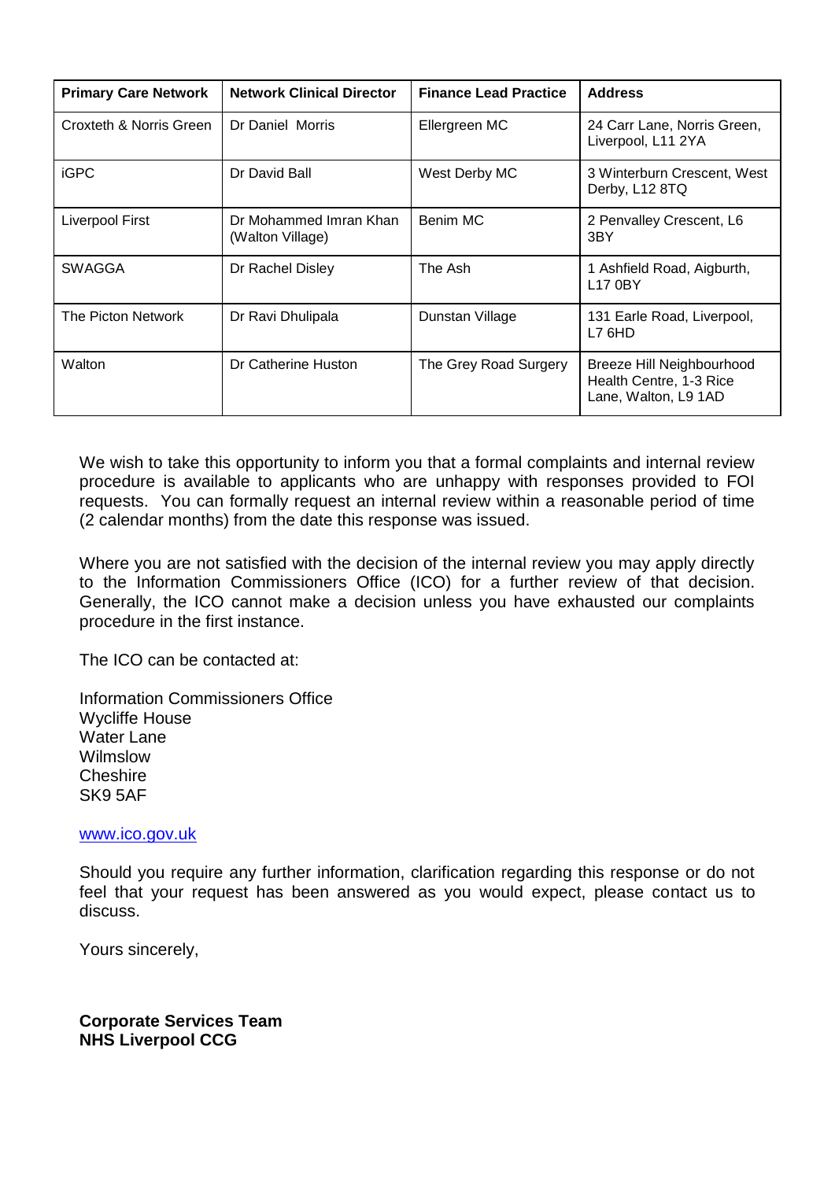| Primary Care Network | Network Clinical Director | Finance Lead Practice | Address |
|---|---|---|---|
| Croxteth & Norris Green | Dr Daniel Morris | Ellergreen MC | 24 Carr Lane, Norris Green, Liverpool, L11 2YA |
| iGPC | Dr David Ball | West Derby MC | 3 Winterburn Crescent, West Derby, L12 8TQ |
| Liverpool First | Dr Mohammed Imran Khan (Walton Village) | Benim MC | 2 Penvalley Crescent, L6 3BY |
| SWAGGA | Dr Rachel Disley | The Ash | 1 Ashfield Road, Aigburth, L17 0BY |
| The Picton Network | Dr Ravi Dhulipala | Dunstan Village | 131 Earle Road, Liverpool, L7 6HD |
| Walton | Dr Catherine Huston | The Grey Road Surgery | Breeze Hill Neighbourhood Health Centre, 1-3 Rice Lane, Walton, L9 1AD |

We wish to take this opportunity to inform you that a formal complaints and internal review procedure is available to applicants who are unhappy with responses provided to FOI requests. You can formally request an internal review within a reasonable period of time (2 calendar months) from the date this response was issued.

Where you are not satisfied with the decision of the internal review you may apply directly to the Information Commissioners Office (ICO) for a further review of that decision. Generally, the ICO cannot make a decision unless you have exhausted our complaints procedure in the first instance.

The ICO can be contacted at:

Information Commissioners Office  
Wycliffe House  
Water Lane  
Wilmslow  
Cheshire  
SK9 5AF

www.ico.gov.uk

Should you require any further information, clarification regarding this response or do not feel that your request has been answered as you would expect, please contact us to discuss.

Yours sincerely,

**Corporate Services Team**  
**NHS Liverpool CCG**